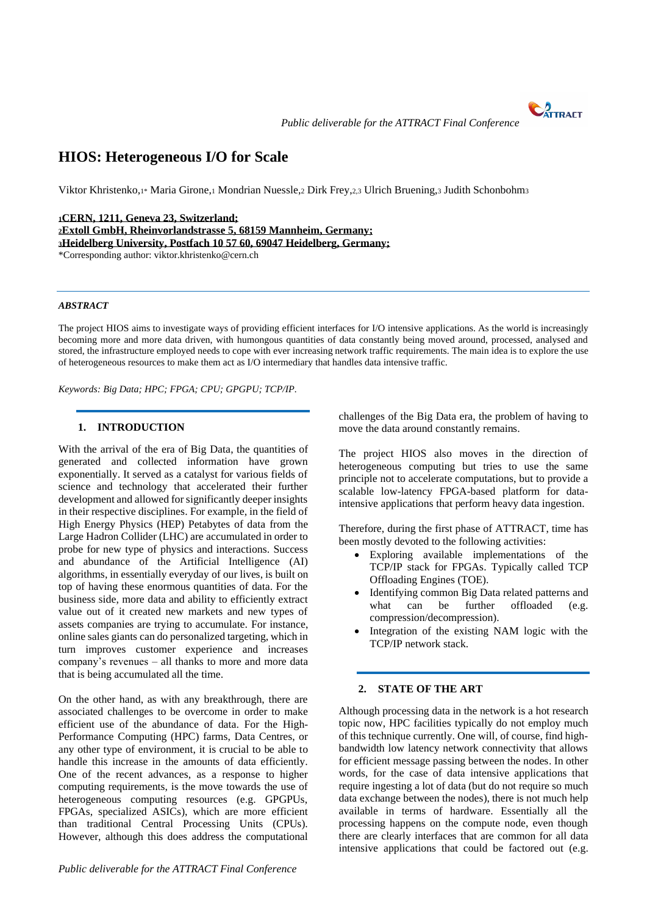# HIOS: Heterogeneous I/O for Scale

Viktor Khristenko,[1*] Maria Girone,[1] Mondrian Nuessle,[2] Dirk Frey,[2,3] Ulrich Bruening,[3] Judith Schonbohm[3]

[1]**CERN, 1211, Geneva 23, Switzerland;**
[2]**Extoll GmbH, Rheinvorlandstrasse 5, 68159 Mannheim, Germany;**
[3]**Heidelberg University, Postfach 10 57 60, 69047 Heidelberg, Germany;**
*Corresponding author: viktor.khristenko@cern.ch

***ABSTRACT***

The project HIOS aims to investigate ways of providing efficient interfaces for I/O intensive applications. As the world is increasingly becoming more and more data driven, with humongous quantities of data constantly being moved around, processed, analysed and stored, the infrastructure employed needs to cope with ever increasing network traffic requirements. The main idea is to explore the use of heterogeneous resources to make them act as I/O intermediary that handles data intensive traffic.

*Keywords: Big Data; HPC; FPGA; CPU; GPGPU; TCP/IP.*

## 1. INTRODUCTION

With the arrival of the era of Big Data, the quantities of generated and collected information have grown exponentially. It served as a catalyst for various fields of science and technology that accelerated their further development and allowed for significantly deeper insights in their respective disciplines. For example, in the field of High Energy Physics (HEP) Petabytes of data from the Large Hadron Collider (LHC) are accumulated in order to probe for new type of physics and interactions. Success and abundance of the Artificial Intelligence (AI) algorithms, in essentially everyday of our lives, is built on top of having these enormous quantities of data. For the business side, more data and ability to efficiently extract value out of it created new markets and new types of assets companies are trying to accumulate. For instance, online sales giants can do personalized targeting, which in turn improves customer experience and increases company's revenues – all thanks to more and more data that is being accumulated all the time.

On the other hand, as with any breakthrough, there are associated challenges to be overcome in order to make efficient use of the abundance of data. For the High-Performance Computing (HPC) farms, Data Centres, or any other type of environment, it is crucial to be able to handle this increase in the amounts of data efficiently. One of the recent advances, as a response to higher computing requirements, is the move towards the use of heterogeneous computing resources (e.g. GPGPUs, FPGAs, specialized ASICs), which are more efficient than traditional Central Processing Units (CPUs). However, although this does address the computational challenges of the Big Data era, the problem of having to move the data around constantly remains.

The project HIOS also moves in the direction of heterogeneous computing but tries to use the same principle not to accelerate computations, but to provide a scalable low-latency FPGA-based platform for data-intensive applications that perform heavy data ingestion.

Therefore, during the first phase of ATTRACT, time has been mostly devoted to the following activities:

- Exploring available implementations of the TCP/IP stack for FPGAs. Typically called TCP Offloading Engines (TOE).
- Identifying common Big Data related patterns and what can be further offloaded (e.g. compression/decompression).
- Integration of the existing NAM logic with the TCP/IP network stack.

## 2. STATE OF THE ART

Although processing data in the network is a hot research topic now, HPC facilities typically do not employ much of this technique currently. One will, of course, find high-bandwidth low latency network connectivity that allows for efficient message passing between the nodes. In other words, for the case of data intensive applications that require ingesting a lot of data (but do not require so much data exchange between the nodes), there is not much help available in terms of hardware. Essentially all the processing happens on the compute node, even though there are clearly interfaces that are common for all data intensive applications that could be factored out (e.g.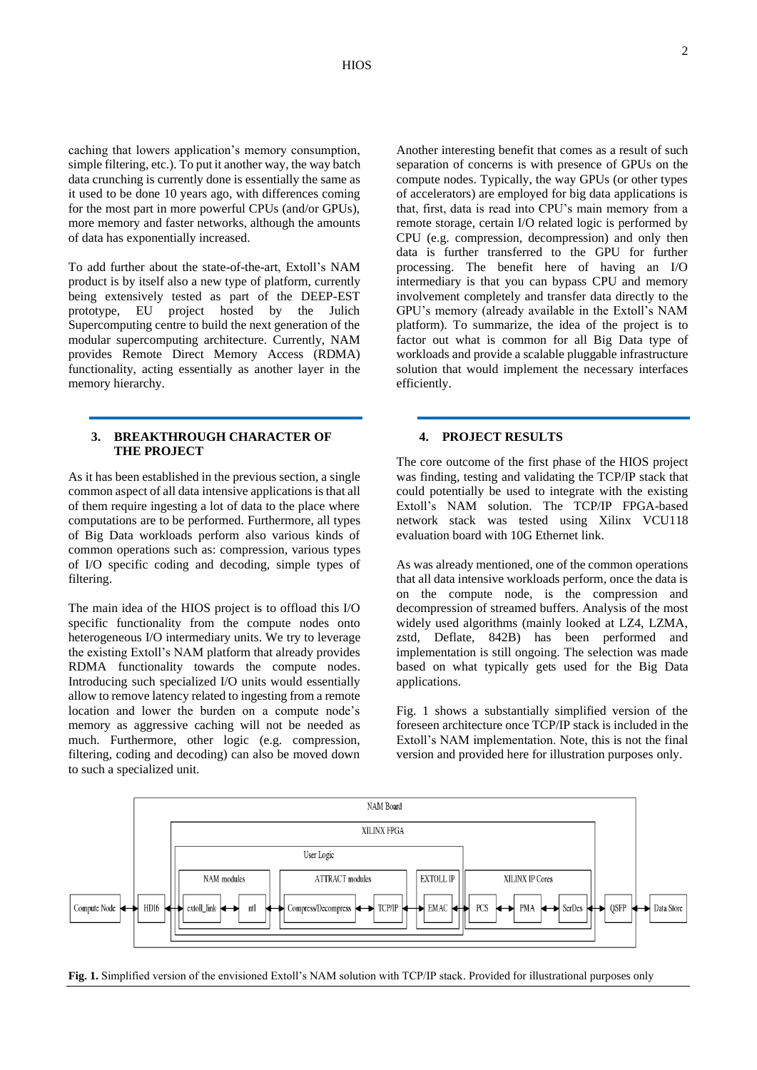caching that lowers application's memory consumption, simple filtering, etc.). To put it another way, the way batch data crunching is currently done is essentially the same as it used to be done 10 years ago, with differences coming for the most part in more powerful CPUs (and/or GPUs), more memory and faster networks, although the amounts of data has exponentially increased.

To add further about the state-of-the-art, Extoll's NAM product is by itself also a new type of platform, currently being extensively tested as part of the DEEP-EST prototype, EU project hosted by the Julich Supercomputing centre to build the next generation of the modular supercomputing architecture. Currently, NAM provides Remote Direct Memory Access (RDMA) functionality, acting essentially as another layer in the memory hierarchy.

## 3. BREAKTHROUGH CHARACTER OF THE PROJECT

As it has been established in the previous section, a single common aspect of all data intensive applications is that all of them require ingesting a lot of data to the place where computations are to be performed. Furthermore, all types of Big Data workloads perform also various kinds of common operations such as: compression, various types of I/O specific coding and decoding, simple types of filtering.

The main idea of the HIOS project is to offload this I/O specific functionality from the compute nodes onto heterogeneous I/O intermediary units. We try to leverage the existing Extoll's NAM platform that already provides RDMA functionality towards the compute nodes. Introducing such specialized I/O units would essentially allow to remove latency related to ingesting from a remote location and lower the burden on a compute node's memory as aggressive caching will not be needed as much. Furthermore, other logic (e.g. compression, filtering, coding and decoding) can also be moved down to such a specialized unit.

Another interesting benefit that comes as a result of such separation of concerns is with presence of GPUs on the compute nodes. Typically, the way GPUs (or other types of accelerators) are employed for big data applications is that, first, data is read into CPU's main memory from a remote storage, certain I/O related logic is performed by CPU (e.g. compression, decompression) and only then data is further transferred to the GPU for further processing. The benefit here of having an I/O intermediary is that you can bypass CPU and memory involvement completely and transfer data directly to the GPU's memory (already available in the Extoll's NAM platform). To summarize, the idea of the project is to factor out what is common for all Big Data type of workloads and provide a scalable pluggable infrastructure solution that would implement the necessary interfaces efficiently.

## 4. PROJECT RESULTS

The core outcome of the first phase of the HIOS project was finding, testing and validating the TCP/IP stack that could potentially be used to integrate with the existing Extoll's NAM solution. The TCP/IP FPGA-based network stack was tested using Xilinx VCU118 evaluation board with 10G Ethernet link.

As was already mentioned, one of the common operations that all data intensive workloads perform, once the data is on the compute node, is the compression and decompression of streamed buffers. Analysis of the most widely used algorithms (mainly looked at LZ4, LZMA, zstd, Deflate, 842B) has been performed and implementation is still ongoing. The selection was made based on what typically gets used for the Big Data applications.

Fig. 1 shows a substantially simplified version of the foreseen architecture once TCP/IP stack is included in the Extoll's NAM implementation. Note, this is not the final version and provided here for illustration purposes only.

NAM Board | XILINX FPGA | User Logic | NAM modules | ATTRACT modules | EXTOLL IP | XILINX IP Cores

Compute Node ↔ HDI6 ↔ extoll_link ↔ ntl ↔ Compress/Decompress ↔ TCP/IP ↔ EMAC ↔ PCS ↔ PMA ↔ SerDes ↔ QSFP ↔ Data Store

**Fig. 1.** Simplified version of the envisioned Extoll's NAM solution with TCP/IP stack. Provided for illustrational purposes only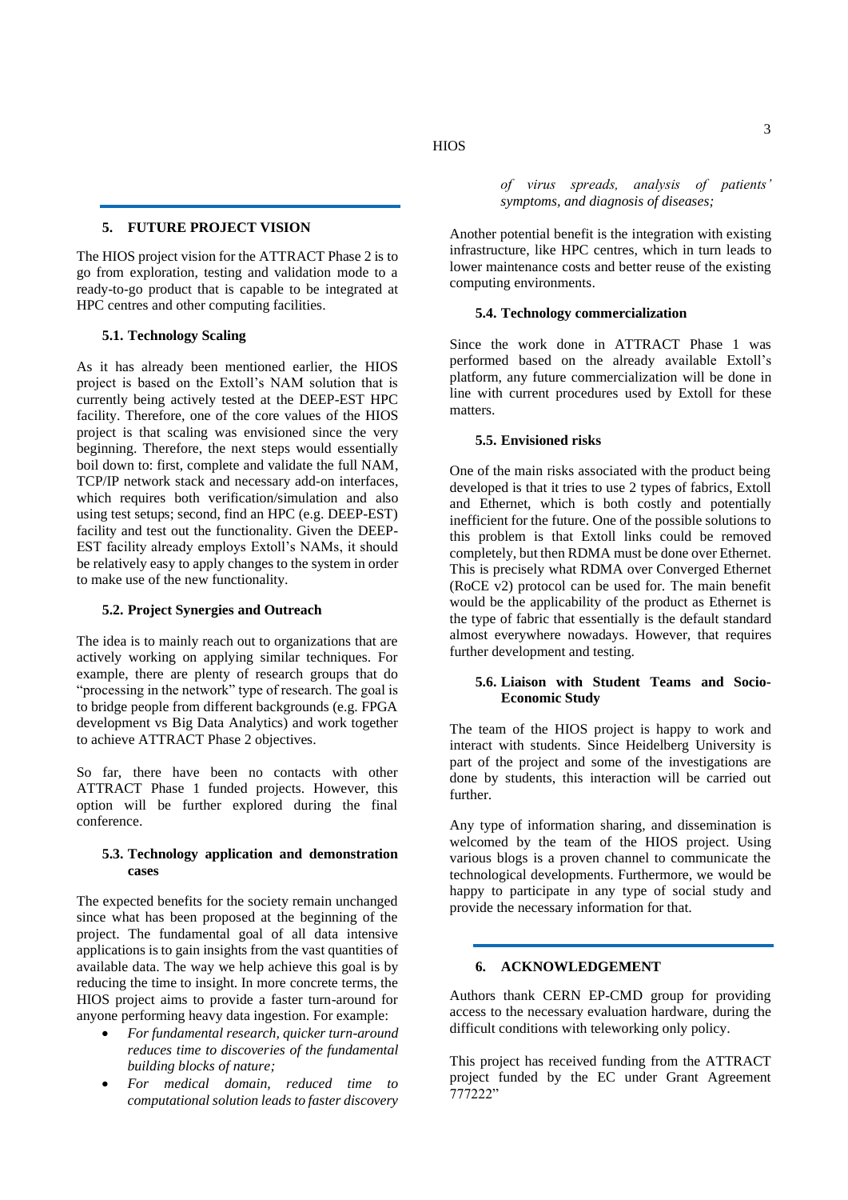## 5. FUTURE PROJECT VISION

The HIOS project vision for the ATTRACT Phase 2 is to go from exploration, testing and validation mode to a ready-to-go product that is capable to be integrated at HPC centres and other computing facilities.

### 5.1. Technology Scaling

As it has already been mentioned earlier, the HIOS project is based on the Extoll's NAM solution that is currently being actively tested at the DEEP-EST HPC facility. Therefore, one of the core values of the HIOS project is that scaling was envisioned since the very beginning. Therefore, the next steps would essentially boil down to: first, complete and validate the full NAM, TCP/IP network stack and necessary add-on interfaces, which requires both verification/simulation and also using test setups; second, find an HPC (e.g. DEEP-EST) facility and test out the functionality. Given the DEEP-EST facility already employs Extoll's NAMs, it should be relatively easy to apply changes to the system in order to make use of the new functionality.

### 5.2. Project Synergies and Outreach

The idea is to mainly reach out to organizations that are actively working on applying similar techniques. For example, there are plenty of research groups that do "processing in the network" type of research. The goal is to bridge people from different backgrounds (e.g. FPGA development vs Big Data Analytics) and work together to achieve ATTRACT Phase 2 objectives.

So far, there have been no contacts with other ATTRACT Phase 1 funded projects. However, this option will be further explored during the final conference.

### 5.3. Technology application and demonstration cases

The expected benefits for the society remain unchanged since what has been proposed at the beginning of the project. The fundamental goal of all data intensive applications is to gain insights from the vast quantities of available data. The way we help achieve this goal is by reducing the time to insight. In more concrete terms, the HIOS project aims to provide a faster turn-around for anyone performing heavy data ingestion. For example:

- *For fundamental research, quicker turn-around reduces time to discoveries of the fundamental building blocks of nature;*
- *For medical domain, reduced time to computational solution leads to faster discovery of virus spreads, analysis of patients' symptoms, and diagnosis of diseases;*

Another potential benefit is the integration with existing infrastructure, like HPC centres, which in turn leads to lower maintenance costs and better reuse of the existing computing environments.

### 5.4. Technology commercialization

Since the work done in ATTRACT Phase 1 was performed based on the already available Extoll's platform, any future commercialization will be done in line with current procedures used by Extoll for these matters.

### 5.5. Envisioned risks

One of the main risks associated with the product being developed is that it tries to use 2 types of fabrics, Extoll and Ethernet, which is both costly and potentially inefficient for the future. One of the possible solutions to this problem is that Extoll links could be removed completely, but then RDMA must be done over Ethernet. This is precisely what RDMA over Converged Ethernet (RoCE v2) protocol can be used for. The main benefit would be the applicability of the product as Ethernet is the type of fabric that essentially is the default standard almost everywhere nowadays. However, that requires further development and testing.

### 5.6. Liaison with Student Teams and Socio-Economic Study

The team of the HIOS project is happy to work and interact with students. Since Heidelberg University is part of the project and some of the investigations are done by students, this interaction will be carried out further.

Any type of information sharing, and dissemination is welcomed by the team of the HIOS project. Using various blogs is a proven channel to communicate the technological developments. Furthermore, we would be happy to participate in any type of social study and provide the necessary information for that.

## 6. ACKNOWLEDGEMENT

Authors thank CERN EP-CMD group for providing access to the necessary evaluation hardware, during the difficult conditions with teleworking only policy.

This project has received funding from the ATTRACT project funded by the EC under Grant Agreement 777222"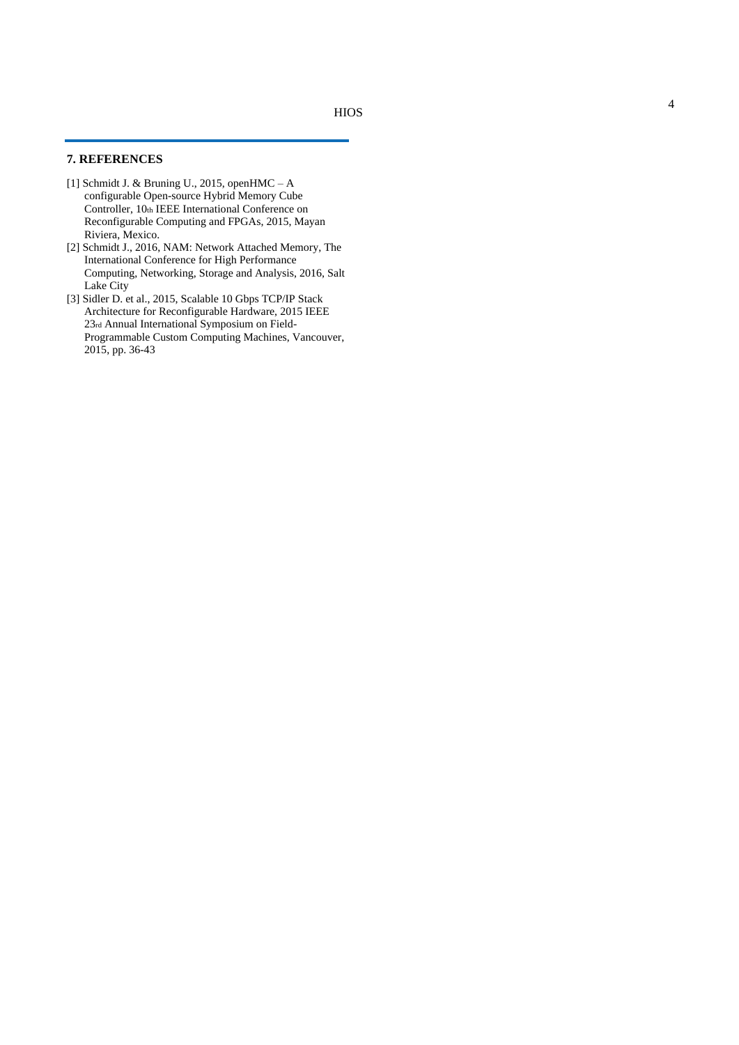## 7. REFERENCES

[1] Schmidt J. & Bruning U., 2015, openHMC – A configurable Open-source Hybrid Memory Cube Controller, 10th IEEE International Conference on Reconfigurable Computing and FPGAs, 2015, Mayan Riviera, Mexico.

[2] Schmidt J., 2016, NAM: Network Attached Memory, The International Conference for High Performance Computing, Networking, Storage and Analysis, 2016, Salt Lake City

[3] Sidler D. et al., 2015, Scalable 10 Gbps TCP/IP Stack Architecture for Reconfigurable Hardware, 2015 IEEE 23rd Annual International Symposium on Field-Programmable Custom Computing Machines, Vancouver, 2015, pp. 36-43